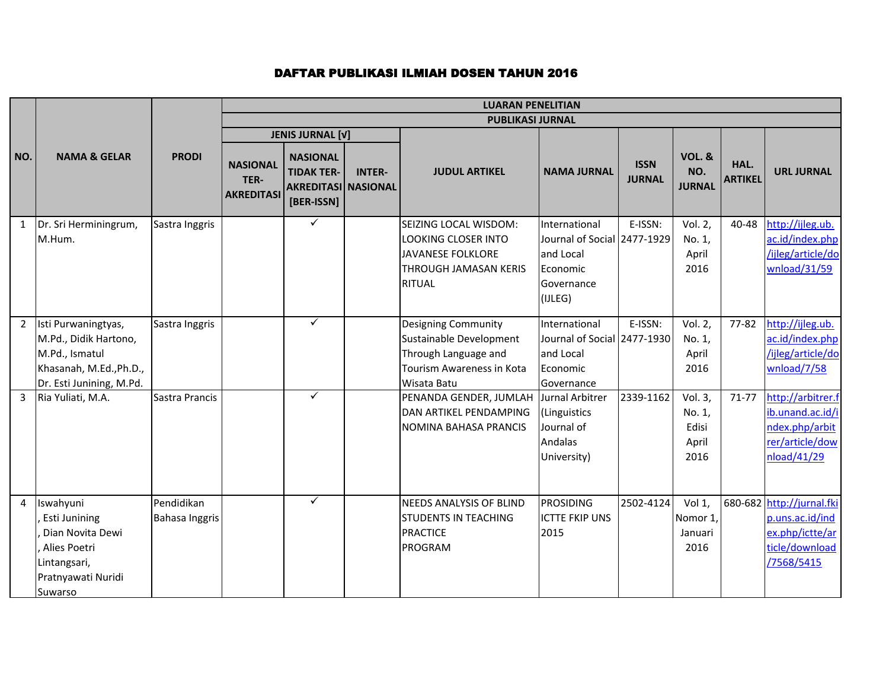# DAFTAR PUBLIKASI ILMIAH DOSEN TAHUN 2016

| NO. | NAMA & GELAR | PRODI | LUARAN PENELITIAN | | | | | | | | |
|---|---|---|---|---|---|---|---|---|---|---|---|
| | | | PUBLIKASI JURNAL | | | | | | | | |
| | | | JENIS JURNAL [√] | | | JUDUL ARTIKEL | NAMA JURNAL | ISSN JURNAL | VOL. & NO. JURNAL | HAL. ARTIKEL | URL JURNAL |
| | | | NASIONAL TER-AKREDITASI | NASIONAL TIDAK TER-AKREDITASI [BER-ISSN] | INTER-NASIONAL | | | | | | |
| 1 | Dr. Sri Herminingrum, M.Hum. | Sastra Inggris | | ✓ | | SEIZING LOCAL WISDOM: LOOKING CLOSER INTO JAVANESE FOLKLORE THROUGH JAMASAN KERIS RITUAL | International Journal of Social and Local Economic Governance (IJLEG) | E-ISSN: 2477-1929 | Vol. 2, No. 1, April 2016 | 40-48 | http://ijleg.ub.ac.id/index.php/ijleg/article/download/31/59 |
| 2 | Isti Purwaningtyas, M.Pd., Didik Hartono, M.Pd., Ismatul Khasanah, M.Ed.,Ph.D., Dr. Esti Junining, M.Pd. | Sastra Inggris | | ✓ | | Designing Community Sustainable Development Through Language and Tourism Awareness in Kota Wisata Batu | International Journal of Social and Local Economic Governance | E-ISSN: 2477-1930 | Vol. 2, No. 1, April 2016 | 77-82 | http://ijleg.ub.ac.id/index.php/ijleg/article/download/7/58 |
| 3 | Ria Yuliati, M.A. | Sastra Prancis | | ✓ | | PENANDA GENDER, JUMLAH DAN ARTIKEL PENDAMPING NOMINA BAHASA PRANCIS | Jurnal Arbitrer (Linguistics Journal of Andalas University) | 2339-1162 | Vol. 3, No. 1, Edisi April 2016 | 71-77 | http://arbitrer.fib.unand.ac.id/index.php/arbitrer/article/download/41/29 |
| 4 | Iswahyuni, Esti Junining, Dian Novita Dewi, Alies Poetri Lintangsari, Pratnyawati Nuridi Suwarso | Pendidikan Bahasa Inggris | | ✓ | | NEEDS ANALYSIS OF BLIND STUDENTS IN TEACHING PRACTICE PROGRAM | PROSIDING ICTTE FKIP UNS 2015 | 2502-4124 | Vol 1, Nomor 1, Januari 2016 | 680-682 | http://jurnal.fkip.uns.ac.id/index.php/ictte/article/download/7568/5415 |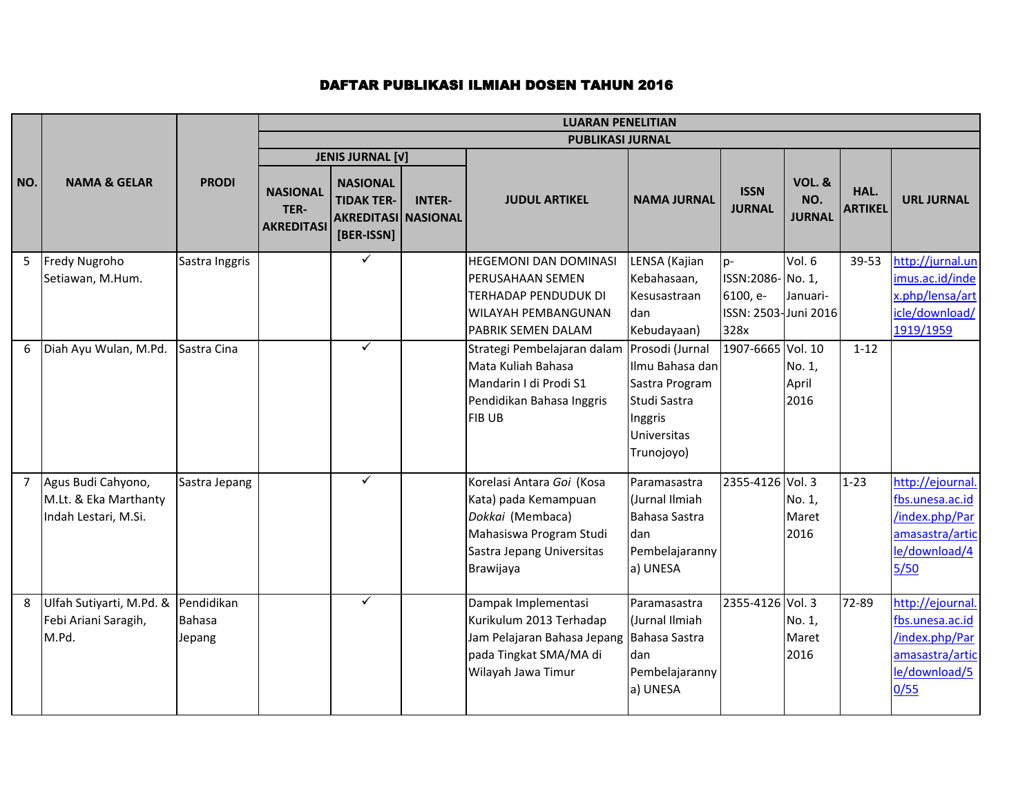# DAFTAR PUBLIKASI ILMIAH DOSEN TAHUN 2016

| NO. | NAMA & GELAR | PRODI | LUARAN PENELITIAN | | | | | | | | |
|---|---|---|---|---|---|---|---|---|---|---|---|
| | | | PUBLIKASI JURNAL | | | | | | | | |
| | | | JENIS JURNAL [√] | | | JUDUL ARTIKEL | NAMA JURNAL | ISSN JURNAL | VOL. & NO. JURNAL | HAL. ARTIKEL | URL JURNAL |
| | | | NASIONAL TER-AKREDITASI | NASIONAL TIDAK TER-AKREDITASI [BER-ISSN] | INTER-NASIONAL | | | | | | |
| 5 | Fredy Nugroho Setiawan, M.Hum. | Sastra Inggris | | ✓ | | HEGEMONI DAN DOMINASI PERUSAHAAN SEMEN TERHADAP PENDUDUK DI WILAYAH PEMBANGUNAN PABRIK SEMEN DALAM | LENSA (Kajian Kebahasaan, Kesusastraan dan Kebudayaan) | p-ISSN:2086-6100, e-ISSN: 2503-328x | Vol. 6 No. 1, Januari-Juni 2016 | 39-53 | http://jurnal.unimus.ac.id/index.php/lensa/article/download/1919/1959 |
| 6 | Diah Ayu Wulan, M.Pd. | Sastra Cina | | ✓ | | Strategi Pembelajaran dalam Mata Kuliah Bahasa Mandarin I di Prodi S1 Pendidikan Bahasa Inggris FIB UB | Prosodi (Jurnal Ilmu Bahasa dan Sastra Program Studi Sastra Inggris Universitas Trunojoyo) | 1907-6665 | Vol. 10 No. 1, April 2016 | 1-12 | |
| 7 | Agus Budi Cahyono, M.Lt. & Eka Marthanty Indah Lestari, M.Si. | Sastra Jepang | | ✓ | | Korelasi Antara *Goi* (Kosa Kata) pada Kemampuan *Dokkai* (Membaca) Mahasiswa Program Studi Sastra Jepang Universitas Brawijaya | Paramasastra (Jurnal Ilmiah Bahasa Sastra dan Pembelajarannya) UNESA | 2355-4126 | Vol. 3 No. 1, Maret 2016 | 1-23 | http://ejournal.fbs.unesa.ac.id/index.php/Paramasastra/article/download/45/50 |
| 8 | Ulfah Sutiyarti, M.Pd. & Febi Ariani Saragih, M.Pd. | Pendidikan Bahasa Jepang | | ✓ | | Dampak Implementasi Kurikulum 2013 Terhadap Jam Pelajaran Bahasa Jepang pada Tingkat SMA/MA di Wilayah Jawa Timur | Paramasastra (Jurnal Ilmiah Bahasa Sastra dan Pembelajarannya) UNESA | 2355-4126 | Vol. 3 No. 1, Maret 2016 | 72-89 | http://ejournal.fbs.unesa.ac.id/index.php/Paramasastra/article/download/50/55 |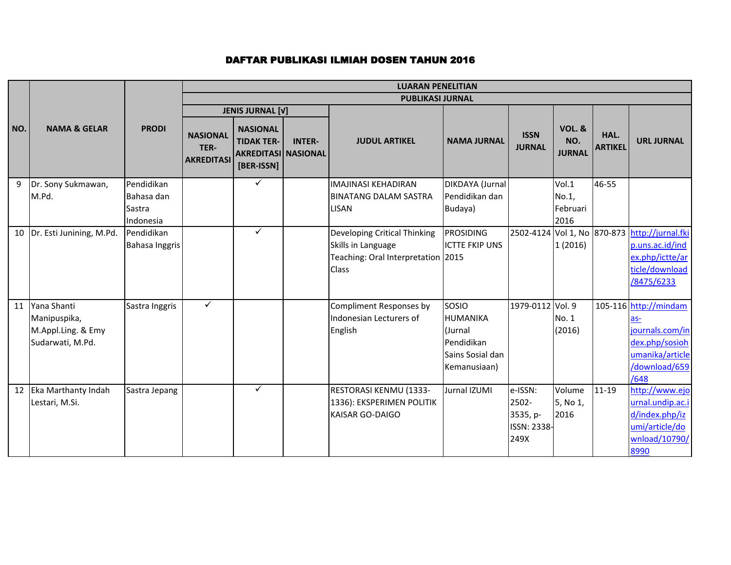# DAFTAR PUBLIKASI ILMIAH DOSEN TAHUN 2016

| NO. | NAMA & GELAR | PRODI | LUARAN PENELITIAN | | | | | | | | |
|---|---|---|---|---|---|---|---|---|---|---|---|
| | | | PUBLIKASI JURNAL | | | | | | | | |
| | | | JENIS JURNAL [√] | | | JUDUL ARTIKEL | NAMA JURNAL | ISSN JURNAL | VOL. & NO. JURNAL | HAL. ARTIKEL | URL JURNAL |
| | | | NASIONAL TER-AKREDITASI | NASIONAL TIDAK TER-AKREDITASI [BER-ISSN] | INTER-NASIONAL | | | | | | |
| 9 | Dr. Sony Sukmawan, M.Pd. | Pendidikan Bahasa dan Sastra Indonesia | | ✓ | | IMAJINASI KEHADIRAN BINATANG DALAM SASTRA LISAN | DIKDAYA (Jurnal Pendidikan dan Budaya) | | Vol.1 No.1, Februari 2016 | 46-55 | |
| 10 | Dr. Esti Junining, M.Pd. | Pendidikan Bahasa Inggris | | ✓ | | Developing Critical Thinking Skills in Language Teaching: Oral Interpretation Class | PROSIDING ICTTE FKIP UNS 2015 | 2502-4124 | Vol 1, No 1 (2016) | 870-873 | http://jurnal.fkip.uns.ac.id/index.php/ictte/article/download/8475/6233 |
| 11 | Yana Shanti Manipuspika, M.Appl.Ling. & Emy Sudarwati, M.Pd. | Sastra Inggris | ✓ | | | Compliment Responses by Indonesian Lecturers of English | SOSIO HUMANIKA (Jurnal Pendidikan Sains Sosial dan Kemanusiaan) | 1979-0112 | Vol. 9 No. 1 (2016) | 105-116 | http://mindamas-journals.com/index.php/sosiohumanika/article/download/659/648 |
| 12 | Eka Marthanty Indah Lestari, M.Si. | Sastra Jepang | | ✓ | | RESTORASI KENMU (1333-1336): EKSPERIMEN POLITIK KAISAR GO-DAIGO | Jurnal IZUMI | e-ISSN: 2502-3535, p-ISSN: 2338-249X | Volume 5, No 1, 2016 | 11-19 | http://www.ejournal.undip.ac.id/index.php/izumi/article/download/10790/8990 |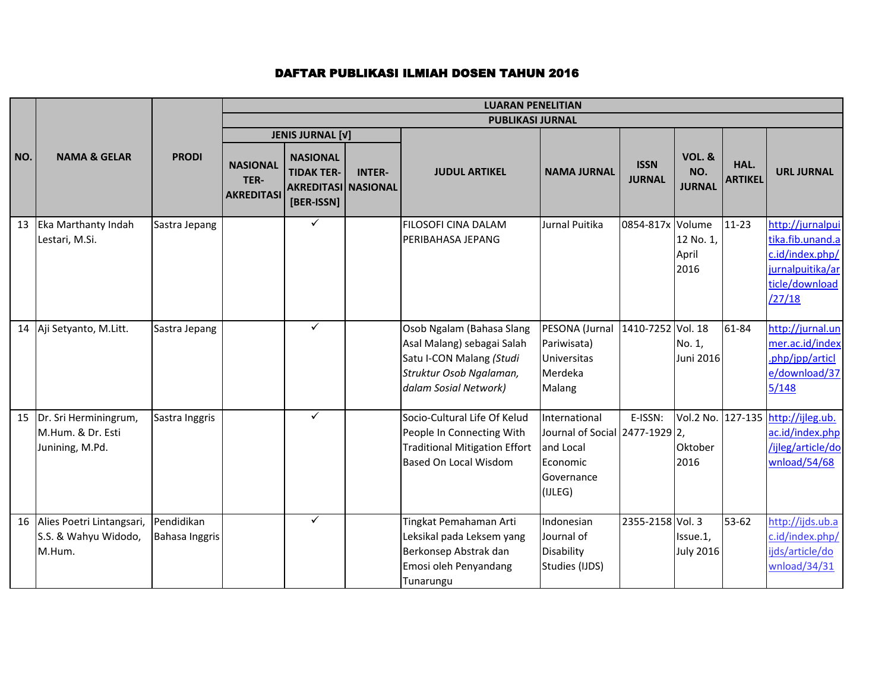# DAFTAR PUBLIKASI ILMIAH DOSEN TAHUN 2016

| NO. | NAMA & GELAR | PRODI | LUARAN PENELITIAN | | | | | | | | |
|---|---|---|---|---|---|---|---|---|---|---|---|
| | | | PUBLIKASI JURNAL | | | | | | | | |
| | | | JENIS JURNAL [√] | | | JUDUL ARTIKEL | NAMA JURNAL | ISSN JURNAL | VOL. & NO. JURNAL | HAL. ARTIKEL | URL JURNAL |
| | | | NASIONAL TER-AKREDITASI | NASIONAL TIDAK TER-AKREDITASI [BER-ISSN] | INTER-NASIONAL | | | | | | |
| 13 | Eka Marthanty Indah Lestari, M.Si. | Sastra Jepang | | ✓ | | FILOSOFI CINA DALAM PERIBAHASA JEPANG | Jurnal Puitika | 0854-817x | Volume 12 No. 1, April 2016 | 11-23 | http://jurnalpuitika.fib.unand.ac.id/index.php/jurnalpuitika/article/download/27/18 |
| 14 | Aji Setyanto, M.Litt. | Sastra Jepang | | ✓ | | Osob Ngalam (Bahasa Slang Asal Malang) sebagai Salah Satu I-CON Malang *(Studi Struktur Osob Ngalaman, dalam Sosial Network)* | PESONA (Jurnal Pariwisata) Universitas Merdeka Malang | 1410-7252 | Vol. 18 No. 1, Juni 2016 | 61-84 | http://jurnal.unmer.ac.id/index.php/jpp/article/download/375/148 |
| 15 | Dr. Sri Herminingrum, M.Hum. & Dr. Esti Junining, M.Pd. | Sastra Inggris | | ✓ | | Socio-Cultural Life Of Kelud People In Connecting With Traditional Mitigation Effort Based On Local Wisdom | International Journal of Social and Local Economic Governance (IJLEG) | E-ISSN: 2477-1929 | Vol.2 No. 2, Oktober 2016 | 127-135 | http://ijleg.ub.ac.id/index.php/ijleg/article/download/54/68 |
| 16 | Alies Poetri Lintangsari, S.S. & Wahyu Widodo, M.Hum. | Pendidikan Bahasa Inggris | | ✓ | | Tingkat Pemahaman Arti Leksikal pada Leksem yang Berkonsep Abstrak dan Emosi oleh Penyandang Tunarungu | Indonesian Journal of Disability Studies (IJDS) | 2355-2158 | Vol. 3 Issue.1, July 2016 | 53-62 | http://ijds.ub.ac.id/index.php/ijds/article/download/34/31 |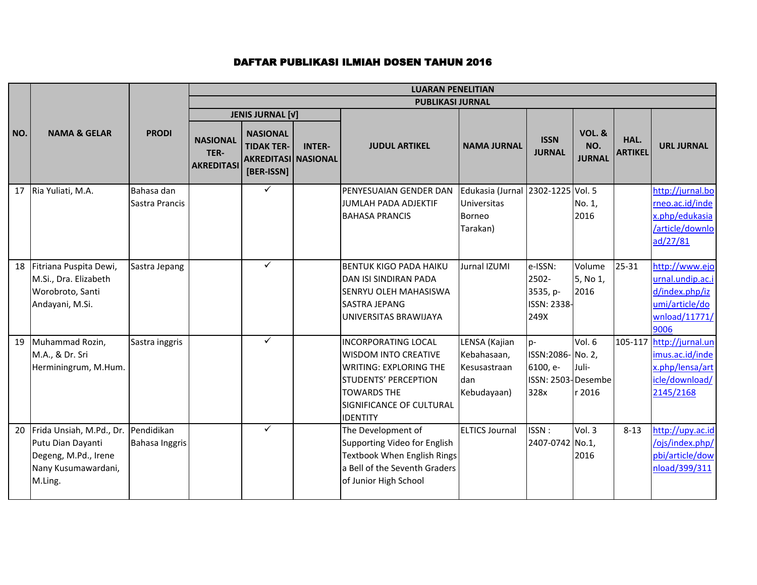# DAFTAR PUBLIKASI ILMIAH DOSEN TAHUN 2016

| NO. | NAMA & GELAR | PRODI | LUARAN PENELITIAN | | | | | | | | |
|---|---|---|---|---|---|---|---|---|---|---|---|
| | | | PUBLIKASI JURNAL | | | | | | | | |
| | | | JENIS JURNAL [√] | | | JUDUL ARTIKEL | NAMA JURNAL | ISSN JURNAL | VOL. & NO. JURNAL | HAL. ARTIKEL | URL JURNAL |
| | | | NASIONAL TER-AKREDITASI | NASIONAL TIDAK TER-AKREDITASI [BER-ISSN] | INTER-NASIONAL | | | | | | |
| 17 | Ria Yuliati, M.A. | Bahasa dan Sastra Prancis | | ✓ | | PENYESUAIAN GENDER DAN JUMLAH PADA ADJEKTIF BAHASA PRANCIS | Edukasia (Jurnal Universitas Borneo Tarakan) | 2302-1225 | Vol. 5 No. 1, 2016 | | http://jurnal.borneo.ac.id/index.php/edukasia/article/download/27/81 |
| 18 | Fitriana Puspita Dewi, M.Si., Dra. Elizabeth Worobroto, Santi Andayani, M.Si. | Sastra Jepang | | ✓ | | BENTUK KIGO PADA HAIKU DAN ISI SINDIRAN PADA SENRYU OLEH MAHASISWA SASTRA JEPANG UNIVERSITAS BRAWIJAYA | Jurnal IZUMI | e-ISSN: 2502-3535, p-ISSN: 2338-249X | Volume 5, No 1, 2016 | 25-31 | http://www.ejournal.undip.ac.id/index.php/izumi/article/download/11771/9006 |
| 19 | Muhammad Rozin, M.A., & Dr. Sri Herminingrum, M.Hum. | Sastra inggris | | ✓ | | INCORPORATING LOCAL WISDOM INTO CREATIVE WRITING: EXPLORING THE STUDENTS' PERCEPTION TOWARDS THE SIGNIFICANCE OF CULTURAL IDENTITY | LENSA (Kajian Kebahasaan, Kesusastraan dan Kebudayaan) | p-ISSN:2086-6100, e-ISSN: 2503-328x | Vol. 6 No. 2, Juli-Desember 2016 | 105-117 | http://jurnal.unimus.ac.id/index.php/lensa/article/download/2145/2168 |
| 20 | Frida Unsiah, M.Pd., Dr. Putu Dian Dayanti Degeng, M.Pd., Irene Nany Kusumawardani, M.Ling. | Pendidikan Bahasa Inggris | | ✓ | | The Development of Supporting Video for English Textbook When English Rings a Bell of the Seventh Graders of Junior High School | ELTICS Journal | ISSN : 2407-0742 | Vol. 3 No.1, 2016 | 8-13 | http://upy.ac.id/ojs/index.php/pbi/article/download/399/311 |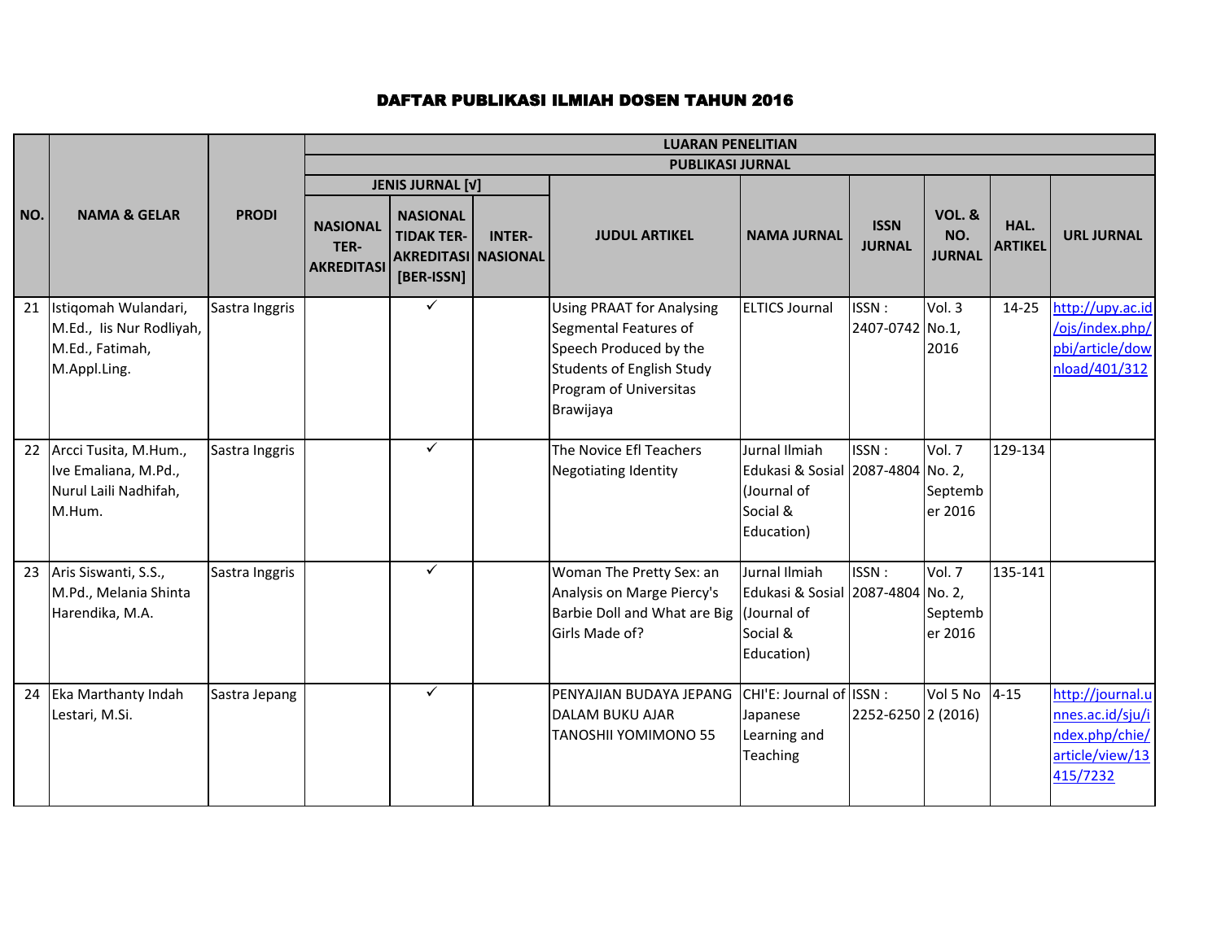## DAFTAR PUBLIKASI ILMIAH DOSEN TAHUN 2016

| NO. | NAMA & GELAR | PRODI | LUARAN PENELITIAN | | | | | | | | |
|---|---|---|---|---|---|---|---|---|---|---|---|
| | | | PUBLIKASI JURNAL | | | | | | | | |
| | | | JENIS JURNAL [√] | | | JUDUL ARTIKEL | NAMA JURNAL | ISSN JURNAL | VOL. & NO. JURNAL | HAL. ARTIKEL | URL JURNAL |
| | | | NASIONAL TER-AKREDITASI | NASIONAL TIDAK TER-AKREDITASI [BER-ISSN] | INTER-NASIONAL | | | | | | |
| 21 | Istiqomah Wulandari, M.Ed., Iis Nur Rodliyah, M.Ed., Fatimah, M.Appl.Ling. | Sastra Inggris | | ✓ | | Using PRAAT for Analysing Segmental Features of Speech Produced by the Students of English Study Program of Universitas Brawijaya | ELTICS Journal | ISSN : 2407-0742 | Vol. 3 No.1, 2016 | 14-25 | http://upy.ac.id/ojs/index.php/pbi/article/download/401/312 |
| 22 | Arcci Tusita, M.Hum., Ive Emaliana, M.Pd., Nurul Laili Nadhifah, M.Hum. | Sastra Inggris | | ✓ | | The Novice Efl Teachers Negotiating Identity | Jurnal Ilmiah Edukasi & Sosial (Journal of Social & Education) | ISSN : 2087-4804 | Vol. 7 No. 2, September 2016 | 129-134 | |
| 23 | Aris Siswanti, S.S., M.Pd., Melania Shinta Harendika, M.A. | Sastra Inggris | | ✓ | | Woman The Pretty Sex: an Analysis on Marge Piercy's Barbie Doll and What are Big Girls Made of? | Jurnal Ilmiah Edukasi & Sosial (Journal of Social & Education) | ISSN : 2087-4804 | Vol. 7 No. 2, September 2016 | 135-141 | |
| 24 | Eka Marthanty Indah Lestari, M.Si. | Sastra Jepang | | ✓ | | PENYAJIAN BUDAYA JEPANG DALAM BUKU AJAR TANOSHII YOMIMONO 55 | CHI'E: Journal of Japanese Learning and Teaching | ISSN : 2252-6250 | Vol 5 No 2 (2016) | 4-15 | http://journal.unnes.ac.id/sju/index.php/chie/article/view/13415/7232 |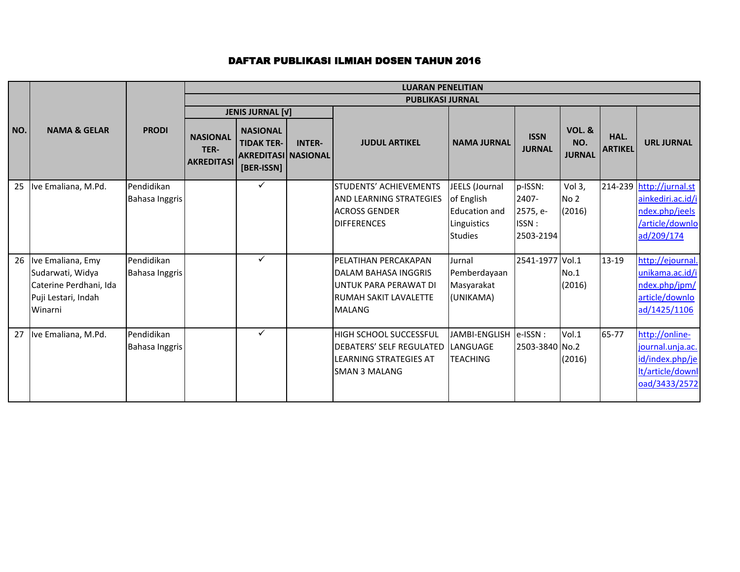# DAFTAR PUBLIKASI ILMIAH DOSEN TAHUN 2016

| NO. | NAMA & GELAR | PRODI | LUARAN PENELITIAN | | | | | | | | |
|---|---|---|---|---|---|---|---|---|---|---|---|
| | | | PUBLIKASI JURNAL | | | | | | | | |
| | | | JENIS JURNAL [√] | | | JUDUL ARTIKEL | NAMA JURNAL | ISSN JURNAL | VOL. & NO. JURNAL | HAL. ARTIKEL | URL JURNAL |
| | | | NASIONAL TER-AKREDITASI | NASIONAL TIDAK TER-AKREDITASI [BER-ISSN] | INTER-NASIONAL | | | | | | |
| 25 | Ive Emaliana, M.Pd. | Pendidikan Bahasa Inggris | | ✓ | | STUDENTS' ACHIEVEMENTS AND LEARNING STRATEGIES ACROSS GENDER DIFFERENCES | JEELS (Journal of English Education and Linguistics Studies | p-ISSN: 2407-2575, e-ISSN : 2503-2194 | Vol 3, No 2 (2016) | 214-239 | http://jurnal.stainkediri.ac.id/index.php/jeels/article/download/209/174 |
| 26 | Ive Emaliana, Emy Sudarwati, Widya Caterine Perdhani, Ida Puji Lestari, Indah Winarni | Pendidikan Bahasa Inggris | | ✓ | | PELATIHAN PERCAKAPAN DALAM BAHASA INGGRIS UNTUK PARA PERAWAT DI RUMAH SAKIT LAVALETTE MALANG | Jurnal Pemberdayaan Masyarakat (UNIKAMA) | 2541-1977 | Vol.1 No.1 (2016) | 13-19 | http://ejournal.unikama.ac.id/index.php/jpm/article/download/1425/1106 |
| 27 | Ive Emaliana, M.Pd. | Pendidikan Bahasa Inggris | | ✓ | | HIGH SCHOOL SUCCESSFUL DEBATERS' SELF REGULATED LEARNING STRATEGIES AT SMAN 3 MALANG | JAMBI-ENGLISH LANGUAGE TEACHING | e-ISSN : 2503-3840 | Vol.1 No.2 (2016) | 65-77 | http://online-journal.unja.ac.id/index.php/jelt/article/download/3433/2572 |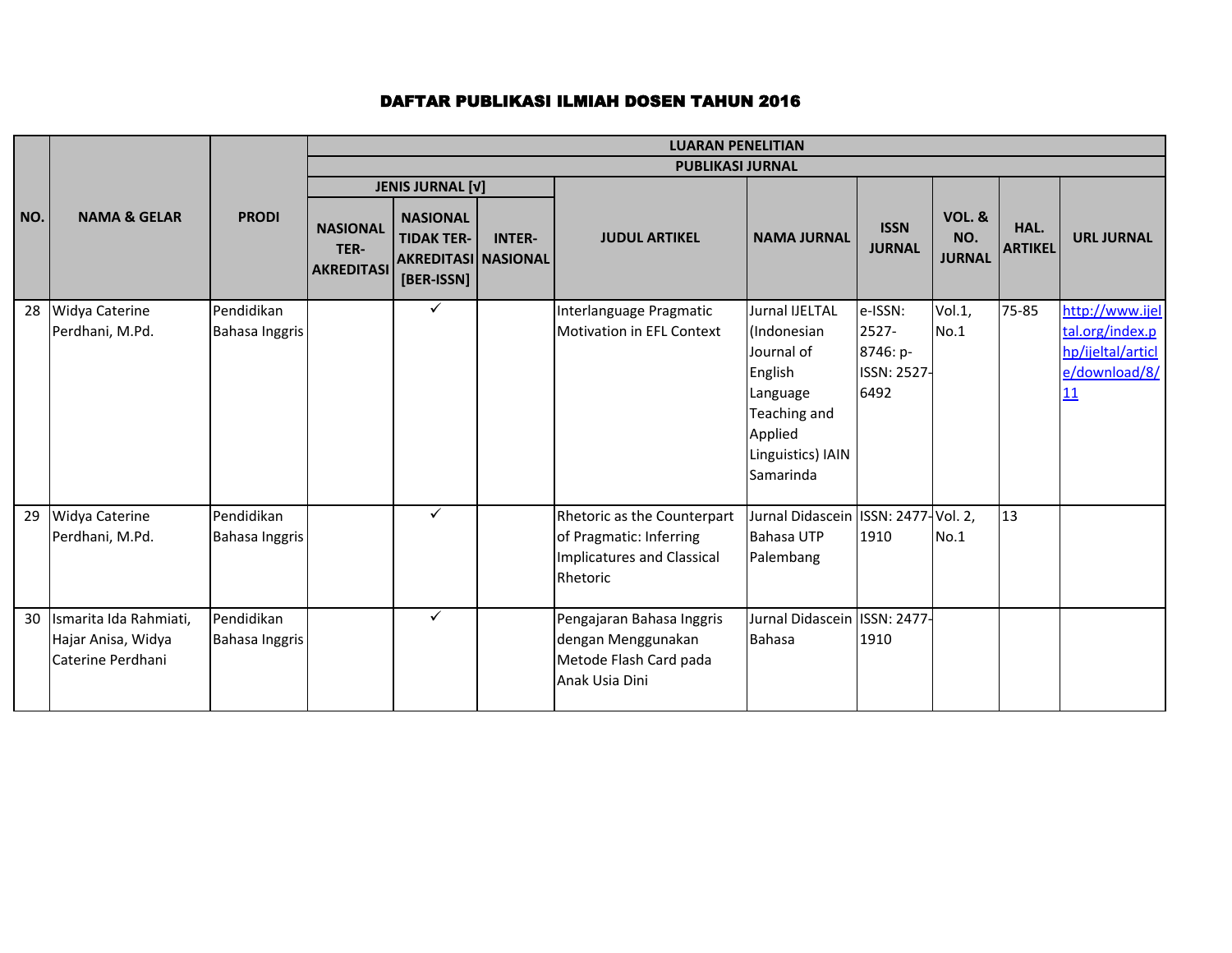# DAFTAR PUBLIKASI ILMIAH DOSEN TAHUN 2016

| NO. | NAMA & GELAR | PRODI | LUARAN PENELITIAN | | | | | | | | |
|---|---|---|---|---|---|---|---|---|---|---|---|
| | | | PUBLIKASI JURNAL | | | | | | | | |
| | | | JENIS JURNAL [√] | | | JUDUL ARTIKEL | NAMA JURNAL | ISSN JURNAL | VOL. & NO. JURNAL | HAL. ARTIKEL | URL JURNAL |
| | | | NASIONAL TER-AKREDITASI | NASIONAL TIDAK TER-AKREDITASI [BER-ISSN] | INTER-NASIONAL | | | | | | |
| 28 | Widya Caterine Perdhani, M.Pd. | Pendidikan Bahasa Inggris | | ✓ | | Interlanguage Pragmatic Motivation in EFL Context | Jurnal IJELTAL (Indonesian Journal of English Language Teaching and Applied Linguistics) IAIN Samarinda | e-ISSN: 2527-8746: p-ISSN: 2527-6492 | Vol.1, No.1 | 75-85 | http://www.ijeltal.org/index.php/ijeltal/article/download/8/11 |
| 29 | Widya Caterine Perdhani, M.Pd. | Pendidikan Bahasa Inggris | | ✓ | | Rhetoric as the Counterpart of Pragmatic: Inferring Implicatures and Classical Rhetoric | Jurnal Didascein Bahasa UTP Palembang | ISSN: 2477-1910 | Vol. 2, No.1 | 13 | |
| 30 | Ismarita Ida Rahmiati, Hajar Anisa, Widya Caterine Perdhani | Pendidikan Bahasa Inggris | | ✓ | | Pengajaran Bahasa Inggris dengan Menggunakan Metode Flash Card pada Anak Usia Dini | Jurnal Didascein Bahasa | ISSN: 2477-1910 | | | |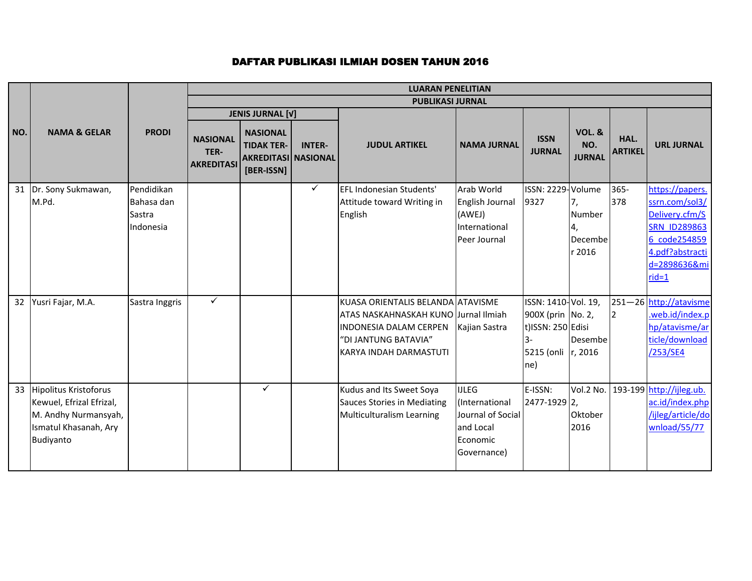**DAFTAR PUBLIKASI ILMIAH DOSEN TAHUN 2016**

| NO. | NAMA & GELAR | PRODI | LUARAN PENELITIAN | | | | | | | | |
|---|---|---|---|---|---|---|---|---|---|---|---|
| | | | PUBLIKASI JURNAL | | | | | | | | |
| | | | JENIS JURNAL [√] | | | JUDUL ARTIKEL | NAMA JURNAL | ISSN JURNAL | VOL. & NO. JURNAL | HAL. ARTIKEL | URL JURNAL |
| | | | NASIONAL TER-AKREDITASI | NASIONAL TIDAK TER-AKREDITASI [BER-ISSN] | INTER-NASIONAL | | | | | | |
| 31 | Dr. Sony Sukmawan, M.Pd. | Pendidikan Bahasa dan Sastra Indonesia | | | ✓ | EFL Indonesian Students' Attitude toward Writing in English | Arab World English Journal (AWEJ) International Peer Journal | ISSN: 2229-9327 | Volume 7, Number 4, December 2016 | 365-378 | https://papers.ssrn.com/sol3/Delivery.cfm/SSRN_ID2898636_code2548594.pdf?abstractid=2898636&mirid=1 |
| 32 | Yusri Fajar, M.A. | Sastra Inggris | ✓ | | | KUASA ORIENTALIS BELANDA ATAS NASKAHNASKAH KUNO INDONESIA DALAM CERPEN "DI JANTUNG BATAVIA" KARYA INDAH DARMASTUTI | ATAVISME Jurnal Ilmiah Kajian Sastra | ISSN: 1410-900X (print)ISSN: 2503-5215 (online) | Vol. 19, No. 2, Edisi Desember, 2016 | 251—262 | http://atavisme.web.id/index.php/atavisme/article/download/253/SE4 |
| 33 | Hipolitus Kristoforus Kewuel, Efrizal Efrizal, M. Andhy Nurmansyah, Ismatul Khasanah, Ary Budiyanto | | | ✓ | | Kudus and Its Sweet Soya Sauces Stories in Mediating Multiculturalism Learning | IJLEG (International Journal of Social and Local Economic Governance) | E-ISSN: 2477-1929 | Vol.2 No. 2, Oktober 2016 | 193-199 | http://ijleg.ub.ac.id/index.php/ijleg/article/download/55/77 |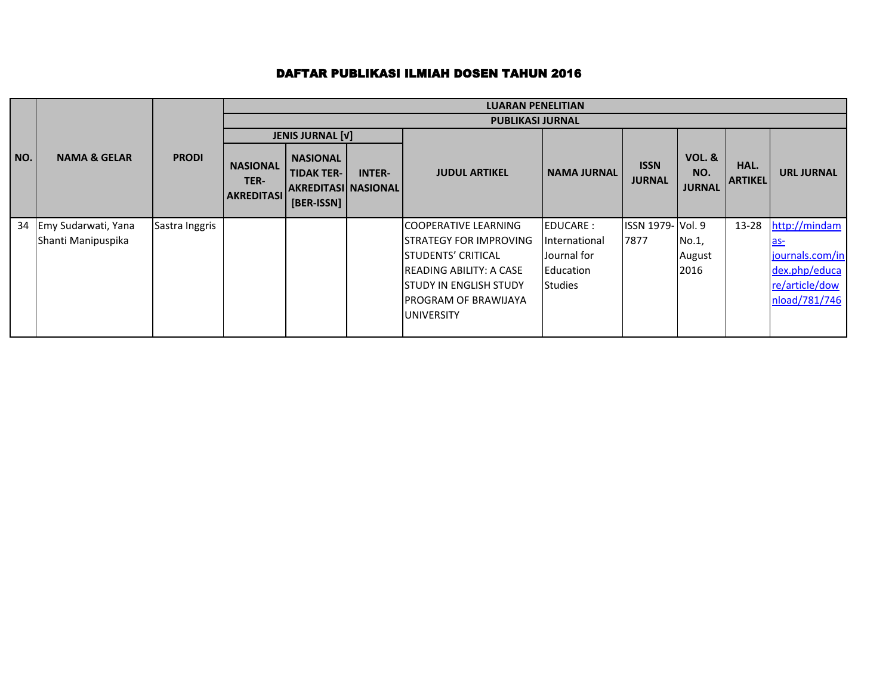# DAFTAR PUBLIKASI ILMIAH DOSEN TAHUN 2016

| NO. | NAMA & GELAR | PRODI | LUARAN PENELITIAN | | | | | | | | |
|---|---|---|---|---|---|---|---|---|---|---|---|
| | | | PUBLIKASI JURNAL | | | | | | | | |
| | | | JENIS JURNAL [√] | | | JUDUL ARTIKEL | NAMA JURNAL | ISSN JURNAL | VOL. & NO. JURNAL | HAL. ARTIKEL | URL JURNAL |
| | | | NASIONAL TER-AKREDITASI | NASIONAL TIDAK TER-AKREDITASI [BER-ISSN] | INTER-NASIONAL | | | | | | |
| 34 | Emy Sudarwati, Yana Shanti Manipuspika | Sastra Inggris | | | | COOPERATIVE LEARNING STRATEGY FOR IMPROVING STUDENTS' CRITICAL READING ABILITY: A CASE STUDY IN ENGLISH STUDY PROGRAM OF BRAWIJAYA UNIVERSITY | EDUCARE : International Journal for Education Studies | ISSN 1979-7877 | Vol. 9 No.1, August 2016 | 13-28 | http://mindamas-journals.com/index.php/educare/article/download/781/746 |